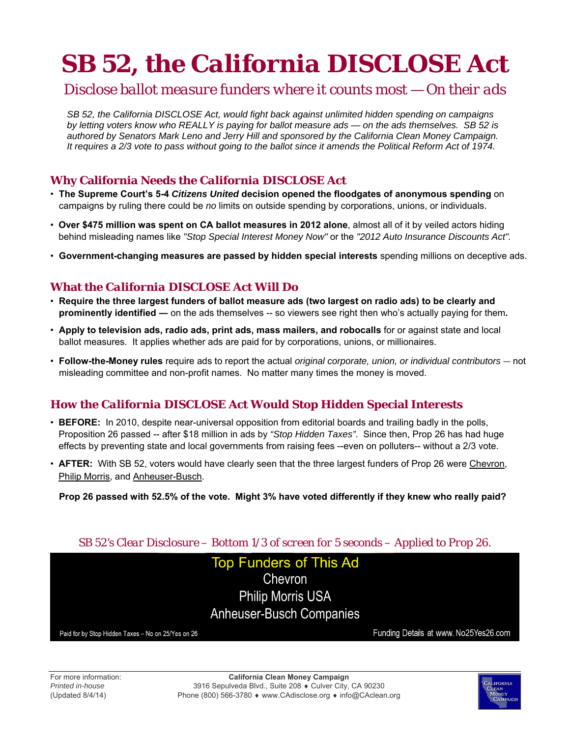# SB 52, the California DISCLOSE Act

## *Disclose ballot measure funders where it counts most — On their ads*

*SB 52, the California DISCLOSE Act, would fight back against unlimited hidden spending on campaigns by letting voters know who REALLY is paying for ballot measure ads — on the ads themselves. SB 52 is authored by Senators Mark Leno and Jerry Hill and sponsored by the California Clean Money Campaign. It requires a 2/3 vote to pass without going to the ballot since it amends the Political Reform Act of 1974.*

### Why California Needs the California DISCLOSE Act

- **The Supreme Court's 5-4 *Citizens United* decision opened the floodgates of anonymous spending** on campaigns by ruling there could be *no* limits on outside spending by corporations, unions, or individuals.
- **Over $475 million was spent on CA ballot measures in 2012 alone**, almost all of it by veiled actors hiding behind misleading names like *"Stop Special Interest Money Now"* or the *"2012 Auto Insurance Discounts Act".*
- **Government-changing measures are passed by hidden special interests** spending millions on deceptive ads.

### What the California DISCLOSE Act Will Do

- **Require the three largest funders of ballot measure ads (two largest on radio ads) to be clearly and prominently identified —** on the ads themselves -- so viewers see right then who's actually paying for them**.**
- **Apply to television ads, radio ads, print ads, mass mailers, and robocalls** for or against state and local ballot measures. It applies whether ads are paid for by corporations, unions, or millionaires.
- **Follow-the-Money rules** require ads to report the actual *original corporate, union, or individual contributors* — not misleading committee and non-profit names. No matter many times the money is moved.

### How the California DISCLOSE Act Would Stop Hidden Special Interests

- **BEFORE:** In 2010, despite near-universal opposition from editorial boards and trailing badly in the polls, Proposition 26 passed -- after $18 million in ads by *"Stop Hidden Taxes"*. Since then, Prop 26 has had huge effects by preventing state and local governments from raising fees --even on polluters-- without a 2/3 vote.
- **AFTER:** With SB 52, voters would have clearly seen that the three largest funders of Prop 26 were Chevron, Philip Morris, and Anheuser-Busch.

**Prop 26 passed with 52.5% of the vote. Might 3% have voted differently if they knew who really paid?**

*SB 52's Clear Disclosure – Bottom 1/3 of screen for 5 seconds – Applied to Prop 26.*

Top Funders of This Ad
Chevron
Philip Morris USA
Anheuser-Busch Companies

Paid for by Stop Hidden Taxes – No on 25/Yes on 26 — Funding Details at www. No25Yes26.com

---

For more information:
*Printed in-house*
(Updated 8/4/14)

**California Clean Money Campaign**
3916 Sepulveda Blvd., Suite 208 ♦ Culver City, CA 90230
Phone (800) 566-3780 ♦ www.CAdisclose.org ♦ info@CAclean.org

California Clean Money Campaign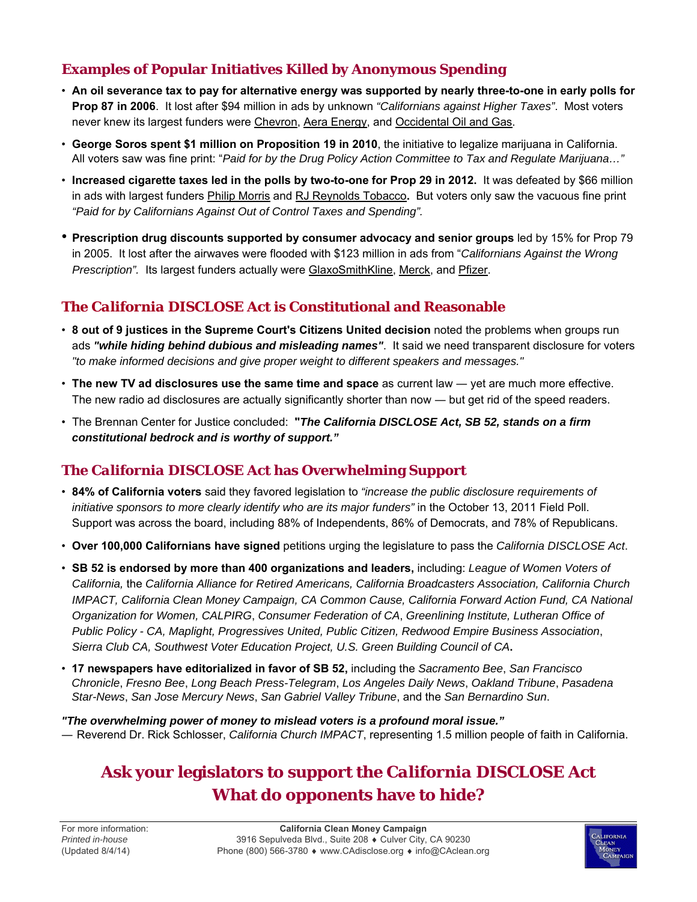## Examples of Popular Initiatives Killed by Anonymous Spending

- **An oil severance tax to pay for alternative energy was supported by nearly three-to-one in early polls for Prop 87 in 2006**. It lost after $94 million in ads by unknown *"Californians against Higher Taxes"*. Most voters never knew its largest funders were Chevron, Aera Energy, and Occidental Oil and Gas.
- **George Soros spent $1 million on Proposition 19 in 2010**, the initiative to legalize marijuana in California. All voters saw was fine print: "*Paid for by the Drug Policy Action Committee to Tax and Regulate Marijuana…"*
- **Increased cigarette taxes led in the polls by two-to-one for Prop 29 in 2012.** It was defeated by $66 million in ads with largest funders Philip Morris and RJ Reynolds Tobacco**.** But voters only saw the vacuous fine print *"Paid for by Californians Against Out of Control Taxes and Spending".*
- **Prescription drug discounts supported by consumer advocacy and senior groups** led by 15% for Prop 79 in 2005. It lost after the airwaves were flooded with $123 million in ads from "*Californians Against the Wrong Prescription"*. Its largest funders actually were GlaxoSmithKline, Merck, and Pfizer.

## The California DISCLOSE Act is Constitutional and Reasonable

- **8 out of 9 justices in the Supreme Court's Citizens United decision** noted the problems when groups run ads ***"while hiding behind dubious and misleading names"***. It said we need transparent disclosure for voters *"to make informed decisions and give proper weight to different speakers and messages."*
- **The new TV ad disclosures use the same time and space** as current law — yet are much more effective. The new radio ad disclosures are actually significantly shorter than now — but get rid of the speed readers.
- The Brennan Center for Justice concluded: ***"The California DISCLOSE Act, SB 52, stands on a firm constitutional bedrock and is worthy of support."***

## The California DISCLOSE Act has Overwhelming Support

- **84% of California voters** said they favored legislation to *"increase the public disclosure requirements of initiative sponsors to more clearly identify who are its major funders"* in the October 13, 2011 Field Poll. Support was across the board, including 88% of Independents, 86% of Democrats, and 78% of Republicans.
- **Over 100,000 Californians have signed** petitions urging the legislature to pass the *California DISCLOSE Act*.
- **SB 52 is endorsed by more than 400 organizations and leaders,** including: *League of Women Voters of California,* the *California Alliance for Retired Americans, California Broadcasters Association, California Church IMPACT, California Clean Money Campaign, CA Common Cause, California Forward Action Fund, CA National Organization for Women, CALPIRG*, *Consumer Federation of CA*, *Greenlining Institute, Lutheran Office of Public Policy - CA, Maplight, Progressives United, Public Citizen, Redwood Empire Business Association*, *Sierra Club CA, Southwest Voter Education Project, U.S. Green Building Council of CA***.**
- **17 newspapers have editorialized in favor of SB 52,** including the *Sacramento Bee*, *San Francisco Chronicle*, *Fresno Bee*, *Long Beach Press-Telegram*, *Los Angeles Daily News*, *Oakland Tribune*, *Pasadena Star-News*, *San Jose Mercury News*, *San Gabriel Valley Tribune*, and the *San Bernardino Sun*.

***"The overwhelming power of money to mislead voters is a profound moral issue."***
— Reverend Dr. Rick Schlosser, *California Church IMPACT*, representing 1.5 million people of faith in California.

## Ask your legislators to support the California DISCLOSE Act
## What do opponents have to hide?

For more information:
*Printed in-house*
(Updated 8/4/14)

**California Clean Money Campaign**
3916 Sepulveda Blvd., Suite 208 ♦ Culver City, CA 90230
Phone (800) 566-3780 ♦ www.CAdisclose.org ♦ info@CAclean.org